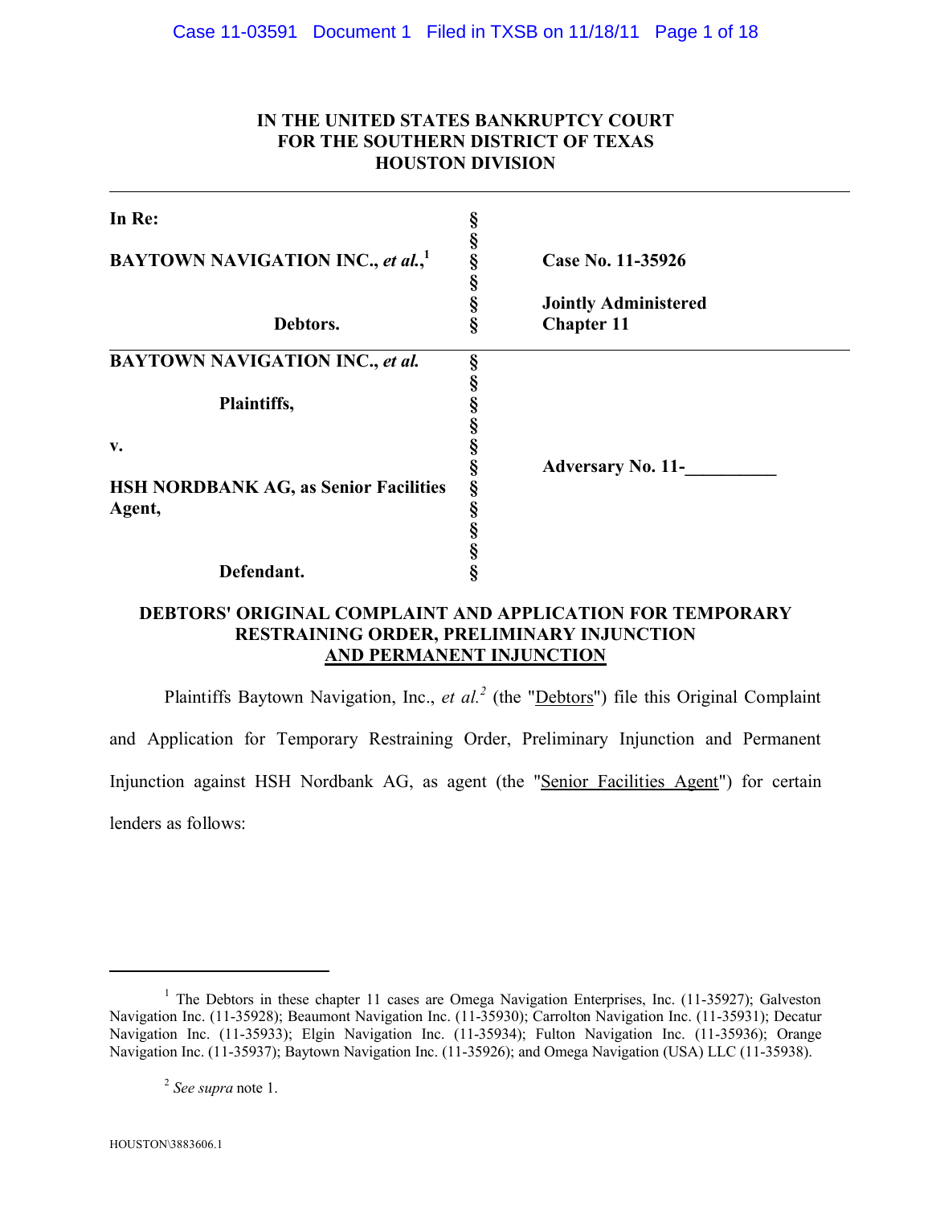**IN THE UNITED STATES BANKRUPTCY COURT**
**FOR THE SOUTHERN DISTRICT OF TEXAS**
**HOUSTON DIVISION**

| | | |
|---|---|---|
| **In Re:** | § | |
| | § | |
| **BAYTOWN NAVIGATION INC., *et al.*,**[1] | § | **Case No. 11-35926** |
| | § | |
| | § | **Jointly Administered** |
| **Debtors.** | § | **Chapter 11** |
| **BAYTOWN NAVIGATION INC., *et al.*** | § | |
| | § | |
| **Plaintiffs,** | § | |
| | § | |
| **v.** | § | |
| | § | **Adversary No. 11-__________** |
| **HSH NORDBANK AG, as Senior Facilities Agent,** | § | |
| | § | |
| | § | |
| | § | |
| **Defendant.** | § | |

## DEBTORS' ORIGINAL COMPLAINT AND APPLICATION FOR TEMPORARY RESTRAINING ORDER, PRELIMINARY INJUNCTION AND PERMANENT INJUNCTION

Plaintiffs Baytown Navigation, Inc., *et al.*[2] (the "Debtors") file this Original Complaint and Application for Temporary Restraining Order, Preliminary Injunction and Permanent Injunction against HSH Nordbank AG, as agent (the "Senior Facilities Agent") for certain lenders as follows:

---

[1] The Debtors in these chapter 11 cases are Omega Navigation Enterprises, Inc. (11-35927); Galveston Navigation Inc. (11-35928); Beaumont Navigation Inc. (11-35930); Carrolton Navigation Inc. (11-35931); Decatur Navigation Inc. (11-35933); Elgin Navigation Inc. (11-35934); Fulton Navigation Inc. (11-35936); Orange Navigation Inc. (11-35937); Baytown Navigation Inc. (11-35926); and Omega Navigation (USA) LLC (11-35938).

[2] *See supra* note 1.

HOUSTON\3883606.1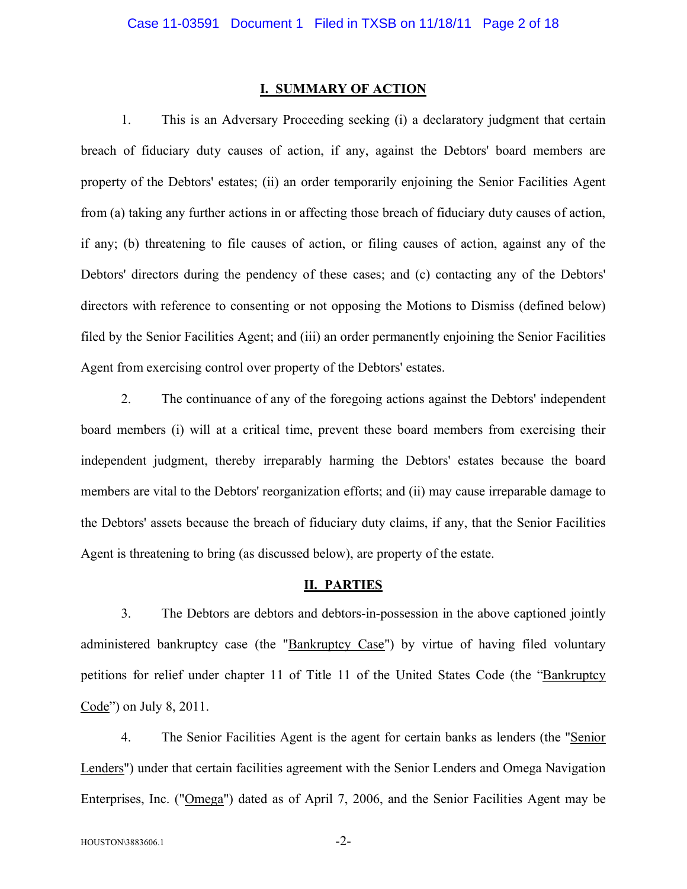## I. SUMMARY OF ACTION

1. This is an Adversary Proceeding seeking (i) a declaratory judgment that certain breach of fiduciary duty causes of action, if any, against the Debtors' board members are property of the Debtors' estates; (ii) an order temporarily enjoining the Senior Facilities Agent from (a) taking any further actions in or affecting those breach of fiduciary duty causes of action, if any; (b) threatening to file causes of action, or filing causes of action, against any of the Debtors' directors during the pendency of these cases; and (c) contacting any of the Debtors' directors with reference to consenting or not opposing the Motions to Dismiss (defined below) filed by the Senior Facilities Agent; and (iii) an order permanently enjoining the Senior Facilities Agent from exercising control over property of the Debtors' estates.

2. The continuance of any of the foregoing actions against the Debtors' independent board members (i) will at a critical time, prevent these board members from exercising their independent judgment, thereby irreparably harming the Debtors' estates because the board members are vital to the Debtors' reorganization efforts; and (ii) may cause irreparable damage to the Debtors' assets because the breach of fiduciary duty claims, if any, that the Senior Facilities Agent is threatening to bring (as discussed below), are property of the estate.

## II. PARTIES

3. The Debtors are debtors and debtors-in-possession in the above captioned jointly administered bankruptcy case (the "Bankruptcy Case") by virtue of having filed voluntary petitions for relief under chapter 11 of Title 11 of the United States Code (the "Bankruptcy Code") on July 8, 2011.

4. The Senior Facilities Agent is the agent for certain banks as lenders (the "Senior Lenders") under that certain facilities agreement with the Senior Lenders and Omega Navigation Enterprises, Inc. ("Omega") dated as of April 7, 2006, and the Senior Facilities Agent may be

HOUSTON\3883606.1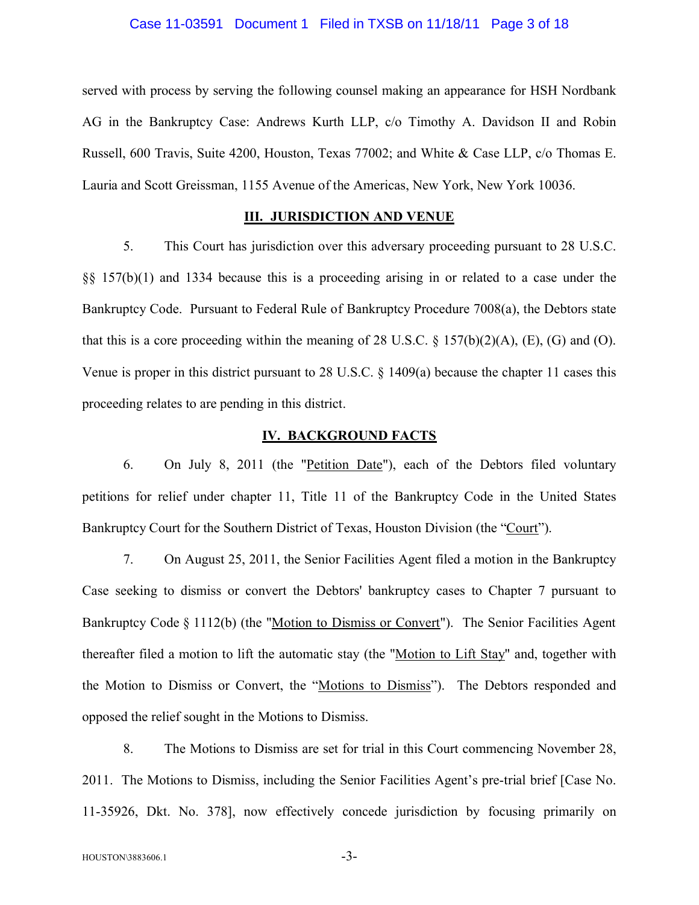served with process by serving the following counsel making an appearance for HSH Nordbank AG in the Bankruptcy Case: Andrews Kurth LLP, c/o Timothy A. Davidson II and Robin Russell, 600 Travis, Suite 4200, Houston, Texas 77002; and White & Case LLP, c/o Thomas E. Lauria and Scott Greissman, 1155 Avenue of the Americas, New York, New York 10036.

## III. JURISDICTION AND VENUE

5. This Court has jurisdiction over this adversary proceeding pursuant to 28 U.S.C. §§ 157(b)(1) and 1334 because this is a proceeding arising in or related to a case under the Bankruptcy Code. Pursuant to Federal Rule of Bankruptcy Procedure 7008(a), the Debtors state that this is a core proceeding within the meaning of 28 U.S.C. § 157(b)(2)(A), (E), (G) and (O). Venue is proper in this district pursuant to 28 U.S.C. § 1409(a) because the chapter 11 cases this proceeding relates to are pending in this district.

## IV. BACKGROUND FACTS

6. On July 8, 2011 (the "Petition Date"), each of the Debtors filed voluntary petitions for relief under chapter 11, Title 11 of the Bankruptcy Code in the United States Bankruptcy Court for the Southern District of Texas, Houston Division (the "Court").

7. On August 25, 2011, the Senior Facilities Agent filed a motion in the Bankruptcy Case seeking to dismiss or convert the Debtors' bankruptcy cases to Chapter 7 pursuant to Bankruptcy Code § 1112(b) (the "Motion to Dismiss or Convert"). The Senior Facilities Agent thereafter filed a motion to lift the automatic stay (the "Motion to Lift Stay" and, together with the Motion to Dismiss or Convert, the "Motions to Dismiss"). The Debtors responded and opposed the relief sought in the Motions to Dismiss.

8. The Motions to Dismiss are set for trial in this Court commencing November 28, 2011. The Motions to Dismiss, including the Senior Facilities Agent's pre-trial brief [Case No. 11-35926, Dkt. No. 378], now effectively concede jurisdiction by focusing primarily on

HOUSTON\3883606.1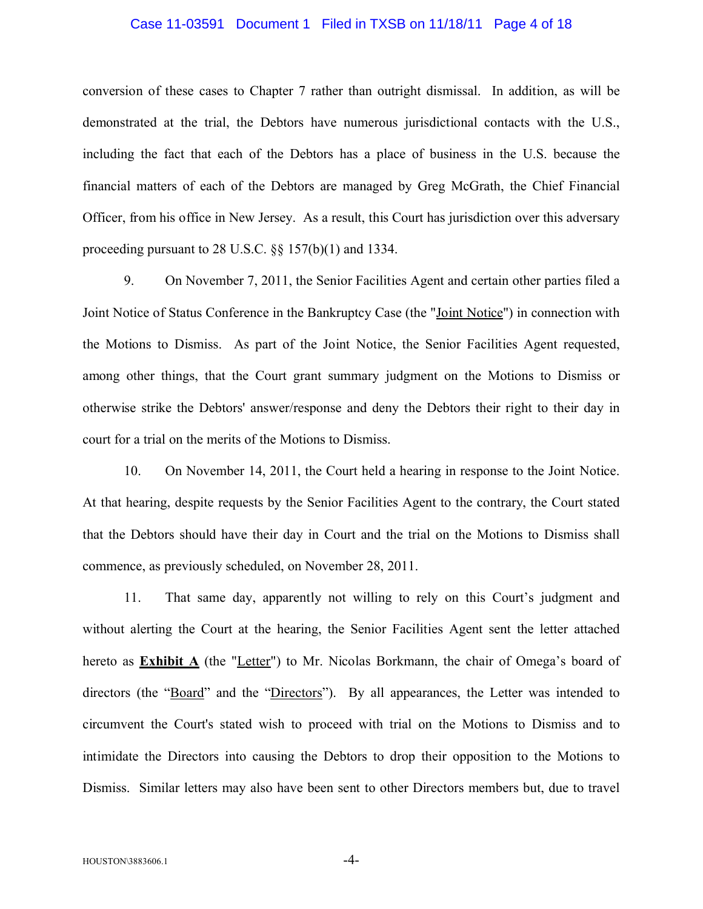conversion of these cases to Chapter 7 rather than outright dismissal. In addition, as will be demonstrated at the trial, the Debtors have numerous jurisdictional contacts with the U.S., including the fact that each of the Debtors has a place of business in the U.S. because the financial matters of each of the Debtors are managed by Greg McGrath, the Chief Financial Officer, from his office in New Jersey. As a result, this Court has jurisdiction over this adversary proceeding pursuant to 28 U.S.C. §§ 157(b)(1) and 1334.

9. On November 7, 2011, the Senior Facilities Agent and certain other parties filed a Joint Notice of Status Conference in the Bankruptcy Case (the "Joint Notice") in connection with the Motions to Dismiss. As part of the Joint Notice, the Senior Facilities Agent requested, among other things, that the Court grant summary judgment on the Motions to Dismiss or otherwise strike the Debtors' answer/response and deny the Debtors their right to their day in court for a trial on the merits of the Motions to Dismiss.

10. On November 14, 2011, the Court held a hearing in response to the Joint Notice. At that hearing, despite requests by the Senior Facilities Agent to the contrary, the Court stated that the Debtors should have their day in Court and the trial on the Motions to Dismiss shall commence, as previously scheduled, on November 28, 2011.

11. That same day, apparently not willing to rely on this Court's judgment and without alerting the Court at the hearing, the Senior Facilities Agent sent the letter attached hereto as **Exhibit A** (the "Letter") to Mr. Nicolas Borkmann, the chair of Omega's board of directors (the "Board" and the "Directors"). By all appearances, the Letter was intended to circumvent the Court's stated wish to proceed with trial on the Motions to Dismiss and to intimidate the Directors into causing the Debtors to drop their opposition to the Motions to Dismiss. Similar letters may also have been sent to other Directors members but, due to travel

HOUSTON\3883606.1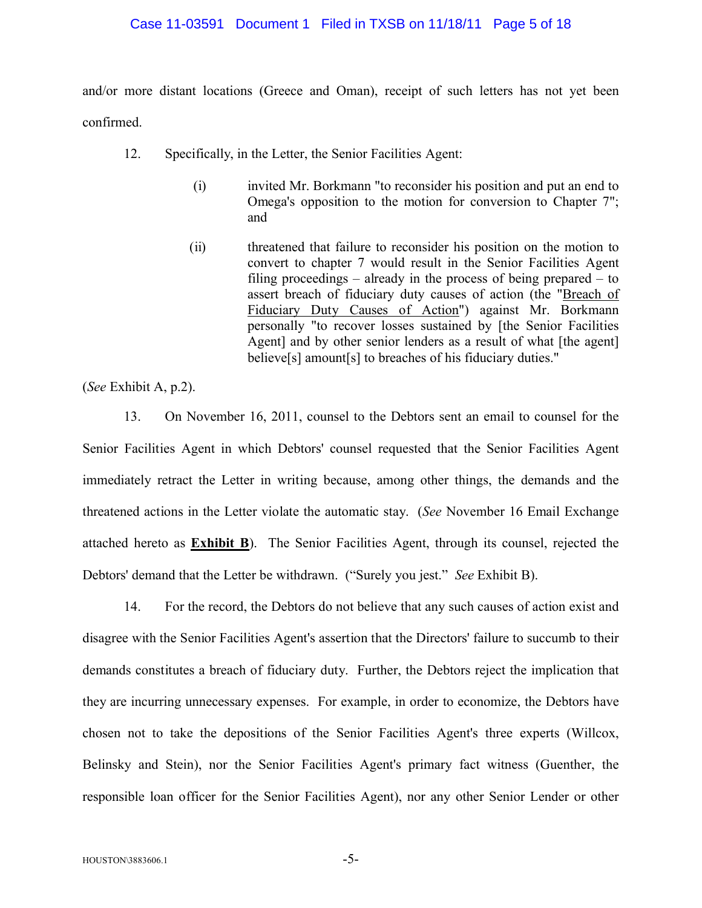and/or more distant locations (Greece and Oman), receipt of such letters has not yet been confirmed.

12. Specifically, in the Letter, the Senior Facilities Agent:

> (i) invited Mr. Borkmann "to reconsider his position and put an end to Omega's opposition to the motion for conversion to Chapter 7"; and
>
> (ii) threatened that failure to reconsider his position on the motion to convert to chapter 7 would result in the Senior Facilities Agent filing proceedings – already in the process of being prepared – to assert breach of fiduciary duty causes of action (the "Breach of Fiduciary Duty Causes of Action") against Mr. Borkmann personally "to recover losses sustained by [the Senior Facilities Agent] and by other senior lenders as a result of what [the agent] believe[s] amount[s] to breaches of his fiduciary duties."

(*See* Exhibit A, p.2).

13. On November 16, 2011, counsel to the Debtors sent an email to counsel for the Senior Facilities Agent in which Debtors' counsel requested that the Senior Facilities Agent immediately retract the Letter in writing because, among other things, the demands and the threatened actions in the Letter violate the automatic stay. (*See* November 16 Email Exchange attached hereto as **Exhibit B**). The Senior Facilities Agent, through its counsel, rejected the Debtors' demand that the Letter be withdrawn. ("Surely you jest." *See* Exhibit B).

14. For the record, the Debtors do not believe that any such causes of action exist and disagree with the Senior Facilities Agent's assertion that the Directors' failure to succumb to their demands constitutes a breach of fiduciary duty. Further, the Debtors reject the implication that they are incurring unnecessary expenses. For example, in order to economize, the Debtors have chosen not to take the depositions of the Senior Facilities Agent's three experts (Willcox, Belinsky and Stein), nor the Senior Facilities Agent's primary fact witness (Guenther, the responsible loan officer for the Senior Facilities Agent), nor any other Senior Lender or other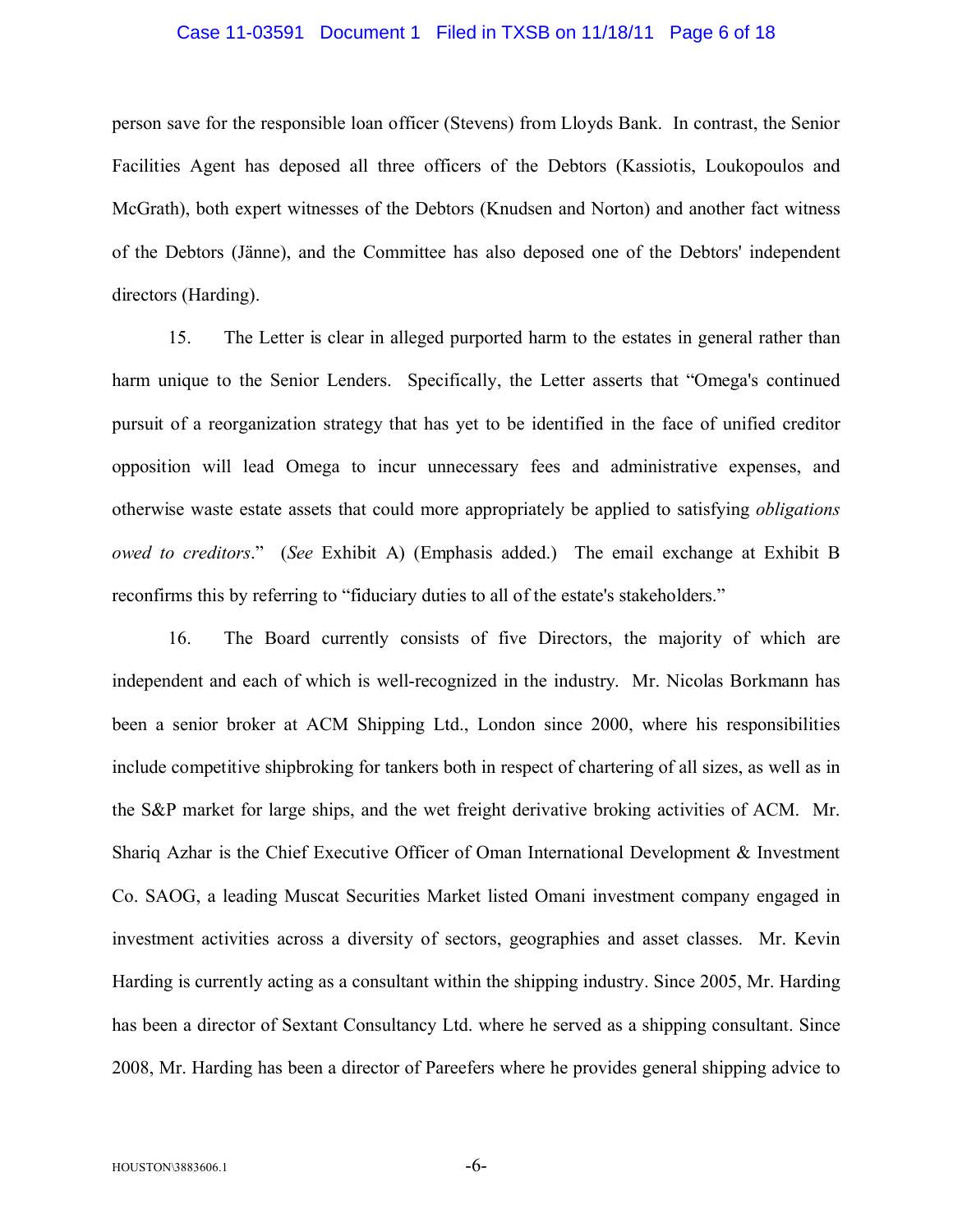person save for the responsible loan officer (Stevens) from Lloyds Bank. In contrast, the Senior Facilities Agent has deposed all three officers of the Debtors (Kassiotis, Loukopoulos and McGrath), both expert witnesses of the Debtors (Knudsen and Norton) and another fact witness of the Debtors (Jänne), and the Committee has also deposed one of the Debtors' independent directors (Harding).

15. The Letter is clear in alleged purported harm to the estates in general rather than harm unique to the Senior Lenders. Specifically, the Letter asserts that "Omega's continued pursuit of a reorganization strategy that has yet to be identified in the face of unified creditor opposition will lead Omega to incur unnecessary fees and administrative expenses, and otherwise waste estate assets that could more appropriately be applied to satisfying *obligations owed to creditors*." (*See* Exhibit A) (Emphasis added.) The email exchange at Exhibit B reconfirms this by referring to "fiduciary duties to all of the estate's stakeholders."

16. The Board currently consists of five Directors, the majority of which are independent and each of which is well-recognized in the industry. Mr. Nicolas Borkmann has been a senior broker at ACM Shipping Ltd., London since 2000, where his responsibilities include competitive shipbroking for tankers both in respect of chartering of all sizes, as well as in the S&P market for large ships, and the wet freight derivative broking activities of ACM. Mr. Shariq Azhar is the Chief Executive Officer of Oman International Development & Investment Co. SAOG, a leading Muscat Securities Market listed Omani investment company engaged in investment activities across a diversity of sectors, geographies and asset classes. Mr. Kevin Harding is currently acting as a consultant within the shipping industry. Since 2005, Mr. Harding has been a director of Sextant Consultancy Ltd. where he served as a shipping consultant. Since 2008, Mr. Harding has been a director of Pareefers where he provides general shipping advice to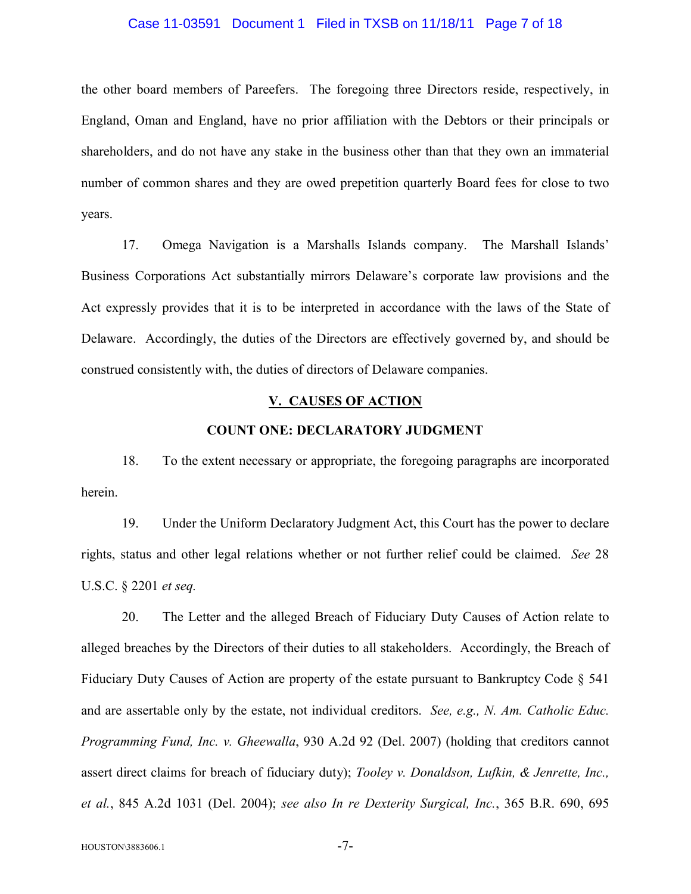the other board members of Pareefers. The foregoing three Directors reside, respectively, in England, Oman and England, have no prior affiliation with the Debtors or their principals or shareholders, and do not have any stake in the business other than that they own an immaterial number of common shares and they are owed prepetition quarterly Board fees for close to two years.

17. Omega Navigation is a Marshalls Islands company. The Marshall Islands' Business Corporations Act substantially mirrors Delaware's corporate law provisions and the Act expressly provides that it is to be interpreted in accordance with the laws of the State of Delaware. Accordingly, the duties of the Directors are effectively governed by, and should be construed consistently with, the duties of directors of Delaware companies.

## V. CAUSES OF ACTION

### COUNT ONE: DECLARATORY JUDGMENT

18. To the extent necessary or appropriate, the foregoing paragraphs are incorporated herein.

19. Under the Uniform Declaratory Judgment Act, this Court has the power to declare rights, status and other legal relations whether or not further relief could be claimed. *See* 28 U.S.C. § 2201 *et seq.*

20. The Letter and the alleged Breach of Fiduciary Duty Causes of Action relate to alleged breaches by the Directors of their duties to all stakeholders. Accordingly, the Breach of Fiduciary Duty Causes of Action are property of the estate pursuant to Bankruptcy Code § 541 and are assertable only by the estate, not individual creditors. *See, e.g., N. Am. Catholic Educ. Programming Fund, Inc. v. Gheewalla*, 930 A.2d 92 (Del. 2007) (holding that creditors cannot assert direct claims for breach of fiduciary duty); *Tooley v. Donaldson, Lufkin, & Jenrette, Inc., et al.*, 845 A.2d 1031 (Del. 2004); *see also In re Dexterity Surgical, Inc.*, 365 B.R. 690, 695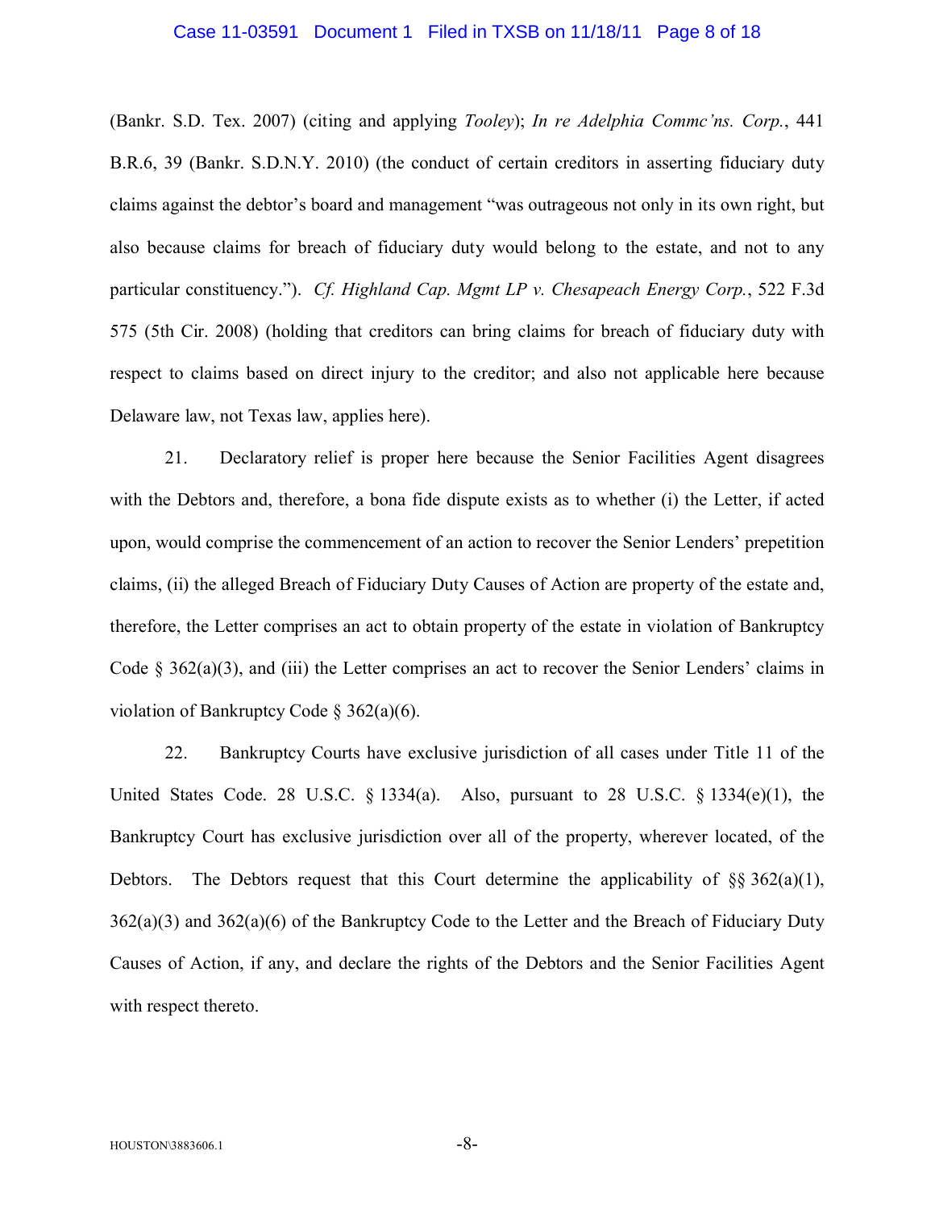(Bankr. S.D. Tex. 2007) (citing and applying *Tooley*); *In re Adelphia Commc'ns. Corp.*, 441 B.R.6, 39 (Bankr. S.D.N.Y. 2010) (the conduct of certain creditors in asserting fiduciary duty claims against the debtor's board and management "was outrageous not only in its own right, but also because claims for breach of fiduciary duty would belong to the estate, and not to any particular constituency."). *Cf. Highland Cap. Mgmt LP v. Chesapeach Energy Corp.*, 522 F.3d 575 (5th Cir. 2008) (holding that creditors can bring claims for breach of fiduciary duty with respect to claims based on direct injury to the creditor; and also not applicable here because Delaware law, not Texas law, applies here).

21. Declaratory relief is proper here because the Senior Facilities Agent disagrees with the Debtors and, therefore, a bona fide dispute exists as to whether (i) the Letter, if acted upon, would comprise the commencement of an action to recover the Senior Lenders' prepetition claims, (ii) the alleged Breach of Fiduciary Duty Causes of Action are property of the estate and, therefore, the Letter comprises an act to obtain property of the estate in violation of Bankruptcy Code § 362(a)(3), and (iii) the Letter comprises an act to recover the Senior Lenders' claims in violation of Bankruptcy Code § 362(a)(6).

22. Bankruptcy Courts have exclusive jurisdiction of all cases under Title 11 of the United States Code. 28 U.S.C. § 1334(a). Also, pursuant to 28 U.S.C. § 1334(e)(1), the Bankruptcy Court has exclusive jurisdiction over all of the property, wherever located, of the Debtors. The Debtors request that this Court determine the applicability of §§ 362(a)(1), 362(a)(3) and 362(a)(6) of the Bankruptcy Code to the Letter and the Breach of Fiduciary Duty Causes of Action, if any, and declare the rights of the Debtors and the Senior Facilities Agent with respect thereto.

HOUSTON\3883606.1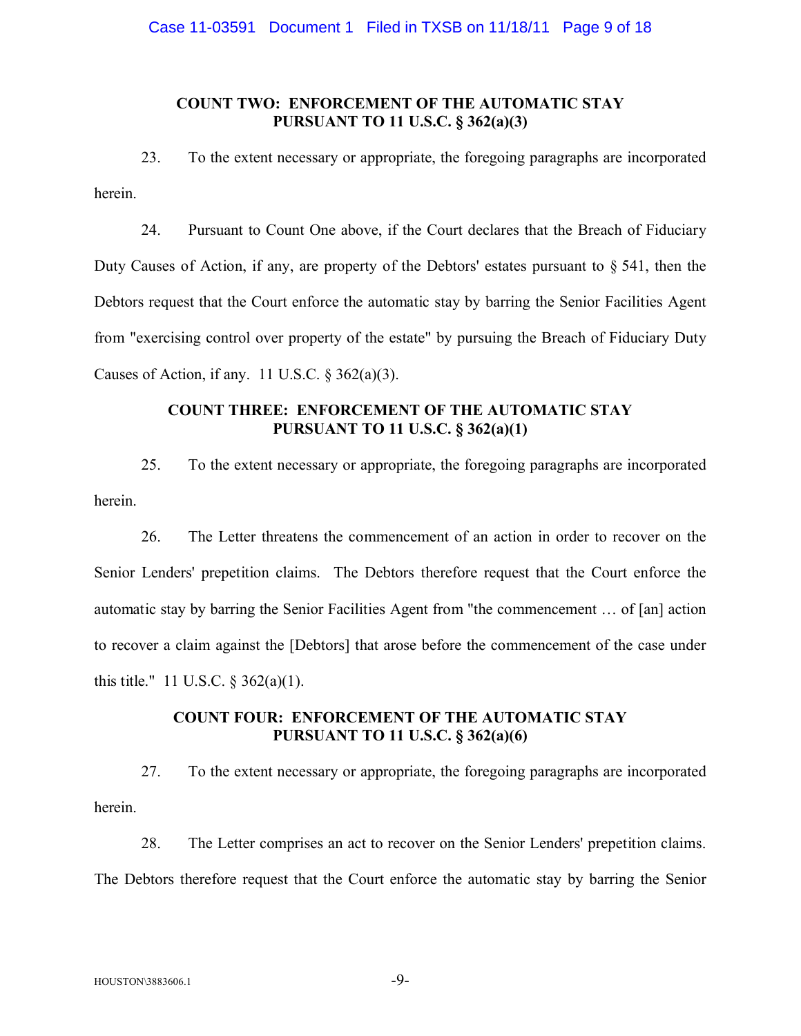## COUNT TWO: ENFORCEMENT OF THE AUTOMATIC STAY PURSUANT TO 11 U.S.C. § 362(a)(3)

23. To the extent necessary or appropriate, the foregoing paragraphs are incorporated herein.

24. Pursuant to Count One above, if the Court declares that the Breach of Fiduciary Duty Causes of Action, if any, are property of the Debtors' estates pursuant to § 541, then the Debtors request that the Court enforce the automatic stay by barring the Senior Facilities Agent from "exercising control over property of the estate" by pursuing the Breach of Fiduciary Duty Causes of Action, if any. 11 U.S.C. § 362(a)(3).

## COUNT THREE: ENFORCEMENT OF THE AUTOMATIC STAY PURSUANT TO 11 U.S.C. § 362(a)(1)

25. To the extent necessary or appropriate, the foregoing paragraphs are incorporated herein.

26. The Letter threatens the commencement of an action in order to recover on the Senior Lenders' prepetition claims. The Debtors therefore request that the Court enforce the automatic stay by barring the Senior Facilities Agent from "the commencement … of [an] action to recover a claim against the [Debtors] that arose before the commencement of the case under this title." 11 U.S.C. § 362(a)(1).

## COUNT FOUR: ENFORCEMENT OF THE AUTOMATIC STAY PURSUANT TO 11 U.S.C. § 362(a)(6)

27. To the extent necessary or appropriate, the foregoing paragraphs are incorporated herein.

28. The Letter comprises an act to recover on the Senior Lenders' prepetition claims. The Debtors therefore request that the Court enforce the automatic stay by barring the Senior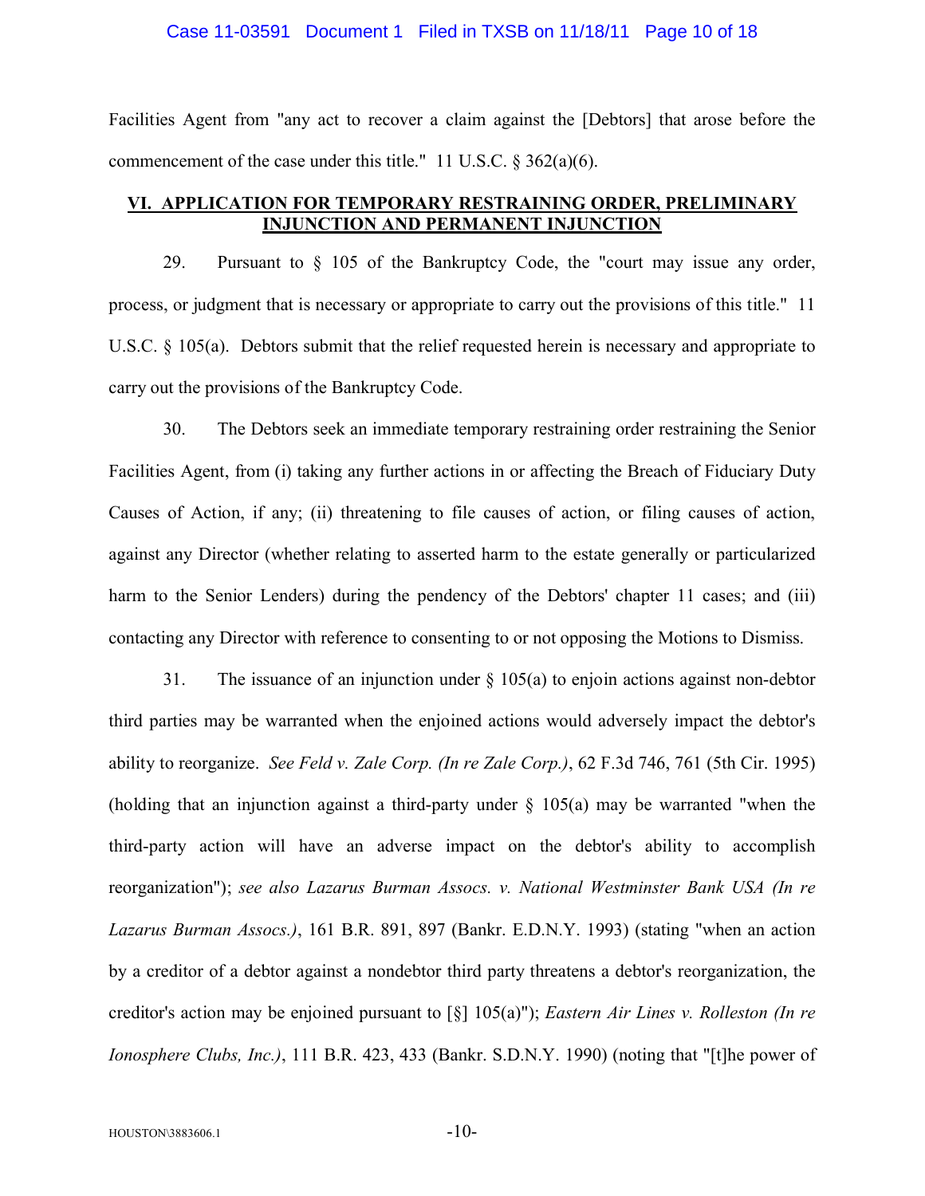Facilities Agent from "any act to recover a claim against the [Debtors] that arose before the commencement of the case under this title." 11 U.S.C. § 362(a)(6).

## VI. APPLICATION FOR TEMPORARY RESTRAINING ORDER, PRELIMINARY INJUNCTION AND PERMANENT INJUNCTION

29. Pursuant to § 105 of the Bankruptcy Code, the "court may issue any order, process, or judgment that is necessary or appropriate to carry out the provisions of this title." 11 U.S.C. § 105(a). Debtors submit that the relief requested herein is necessary and appropriate to carry out the provisions of the Bankruptcy Code.

30. The Debtors seek an immediate temporary restraining order restraining the Senior Facilities Agent, from (i) taking any further actions in or affecting the Breach of Fiduciary Duty Causes of Action, if any; (ii) threatening to file causes of action, or filing causes of action, against any Director (whether relating to asserted harm to the estate generally or particularized harm to the Senior Lenders) during the pendency of the Debtors' chapter 11 cases; and (iii) contacting any Director with reference to consenting to or not opposing the Motions to Dismiss.

31. The issuance of an injunction under § 105(a) to enjoin actions against non-debtor third parties may be warranted when the enjoined actions would adversely impact the debtor's ability to reorganize. *See Feld v. Zale Corp. (In re Zale Corp.)*, 62 F.3d 746, 761 (5th Cir. 1995) (holding that an injunction against a third-party under § 105(a) may be warranted "when the third-party action will have an adverse impact on the debtor's ability to accomplish reorganization"); *see also Lazarus Burman Assocs. v. National Westminster Bank USA (In re Lazarus Burman Assocs.)*, 161 B.R. 891, 897 (Bankr. E.D.N.Y. 1993) (stating "when an action by a creditor of a debtor against a nondebtor third party threatens a debtor's reorganization, the creditor's action may be enjoined pursuant to [§] 105(a)"); *Eastern Air Lines v. Rolleston (In re Ionosphere Clubs, Inc.)*, 111 B.R. 423, 433 (Bankr. S.D.N.Y. 1990) (noting that "[t]he power of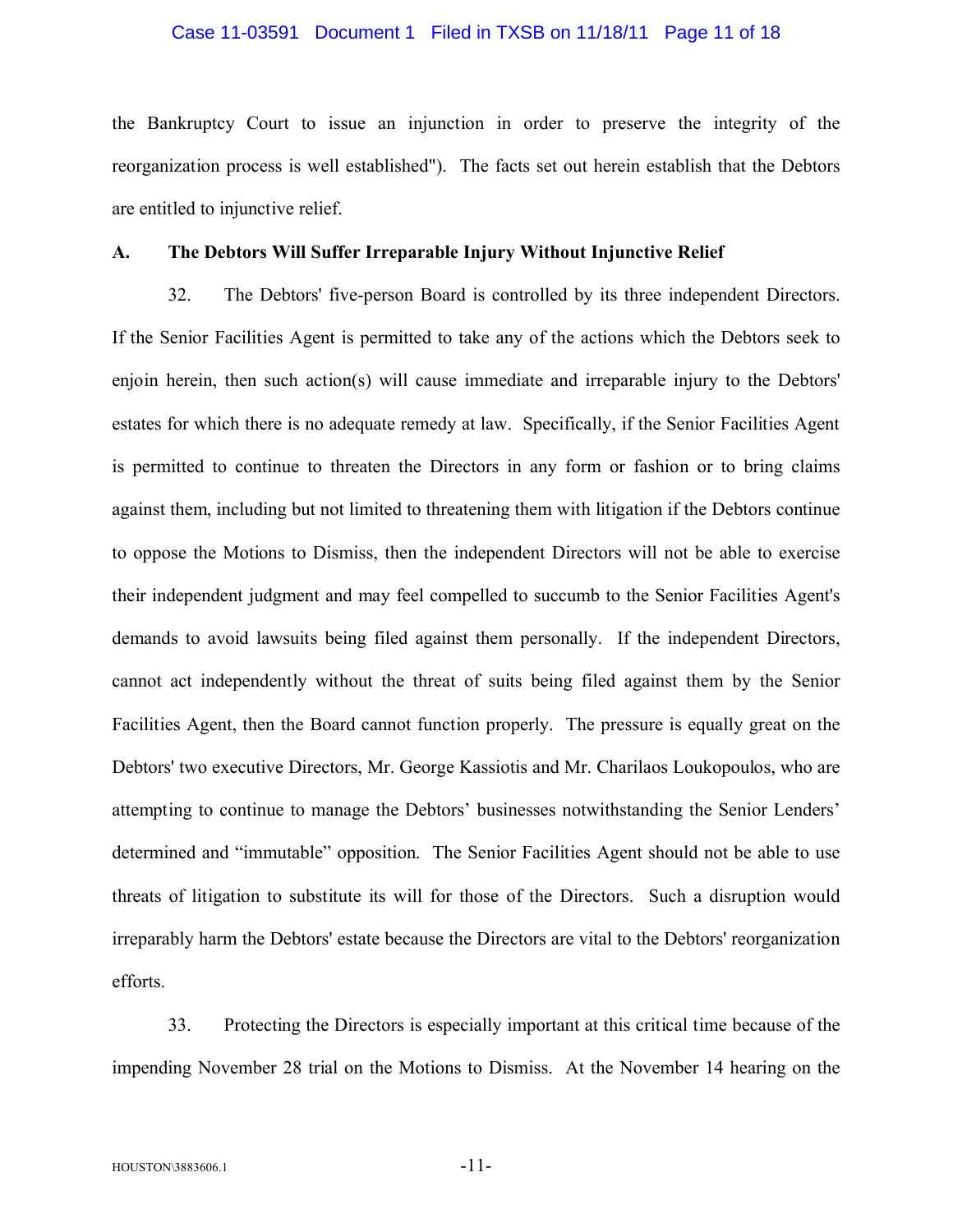the Bankruptcy Court to issue an injunction in order to preserve the integrity of the reorganization process is well established"). The facts set out herein establish that the Debtors are entitled to injunctive relief.

**A. The Debtors Will Suffer Irreparable Injury Without Injunctive Relief**

32. The Debtors' five-person Board is controlled by its three independent Directors. If the Senior Facilities Agent is permitted to take any of the actions which the Debtors seek to enjoin herein, then such action(s) will cause immediate and irreparable injury to the Debtors' estates for which there is no adequate remedy at law. Specifically, if the Senior Facilities Agent is permitted to continue to threaten the Directors in any form or fashion or to bring claims against them, including but not limited to threatening them with litigation if the Debtors continue to oppose the Motions to Dismiss, then the independent Directors will not be able to exercise their independent judgment and may feel compelled to succumb to the Senior Facilities Agent's demands to avoid lawsuits being filed against them personally. If the independent Directors, cannot act independently without the threat of suits being filed against them by the Senior Facilities Agent, then the Board cannot function properly. The pressure is equally great on the Debtors' two executive Directors, Mr. George Kassiotis and Mr. Charilaos Loukopoulos, who are attempting to continue to manage the Debtors' businesses notwithstanding the Senior Lenders' determined and "immutable" opposition. The Senior Facilities Agent should not be able to use threats of litigation to substitute its will for those of the Directors. Such a disruption would irreparably harm the Debtors' estate because the Directors are vital to the Debtors' reorganization efforts.

33. Protecting the Directors is especially important at this critical time because of the impending November 28 trial on the Motions to Dismiss. At the November 14 hearing on the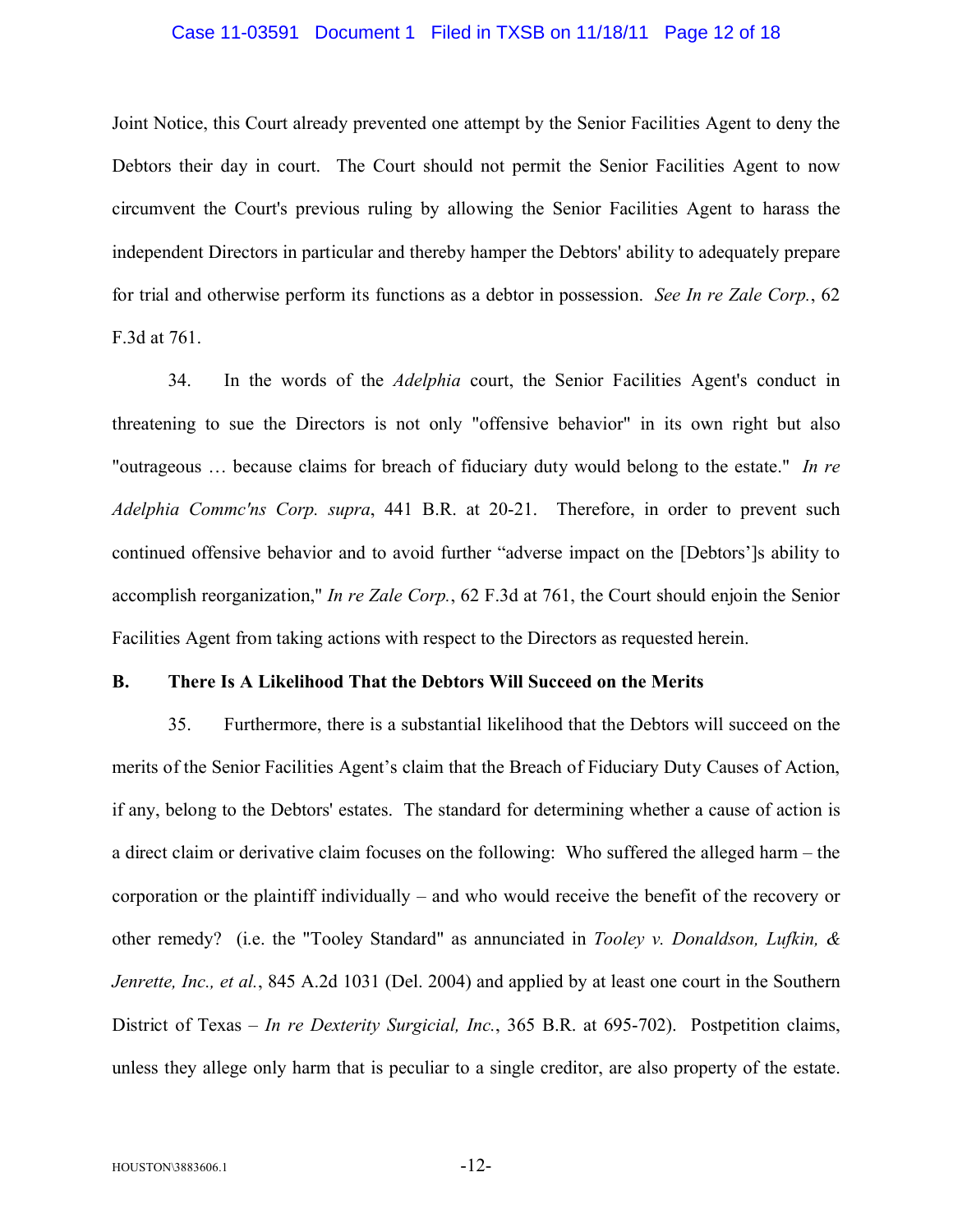Joint Notice, this Court already prevented one attempt by the Senior Facilities Agent to deny the Debtors their day in court. The Court should not permit the Senior Facilities Agent to now circumvent the Court's previous ruling by allowing the Senior Facilities Agent to harass the independent Directors in particular and thereby hamper the Debtors' ability to adequately prepare for trial and otherwise perform its functions as a debtor in possession. *See In re Zale Corp.*, 62 F.3d at 761.

34. In the words of the *Adelphia* court, the Senior Facilities Agent's conduct in threatening to sue the Directors is not only "offensive behavior" in its own right but also "outrageous … because claims for breach of fiduciary duty would belong to the estate." *In re Adelphia Commc'ns Corp. supra*, 441 B.R. at 20-21. Therefore, in order to prevent such continued offensive behavior and to avoid further "adverse impact on the [Debtors']s ability to accomplish reorganization," *In re Zale Corp.*, 62 F.3d at 761, the Court should enjoin the Senior Facilities Agent from taking actions with respect to the Directors as requested herein.

**B. There Is A Likelihood That the Debtors Will Succeed on the Merits**

35. Furthermore, there is a substantial likelihood that the Debtors will succeed on the merits of the Senior Facilities Agent's claim that the Breach of Fiduciary Duty Causes of Action, if any, belong to the Debtors' estates. The standard for determining whether a cause of action is a direct claim or derivative claim focuses on the following: Who suffered the alleged harm – the corporation or the plaintiff individually – and who would receive the benefit of the recovery or other remedy? (i.e. the "Tooley Standard" as annunciated in *Tooley v. Donaldson, Lufkin, & Jenrette, Inc., et al.*, 845 A.2d 1031 (Del. 2004) and applied by at least one court in the Southern District of Texas – *In re Dexterity Surgicial, Inc.*, 365 B.R. at 695-702). Postpetition claims, unless they allege only harm that is peculiar to a single creditor, are also property of the estate.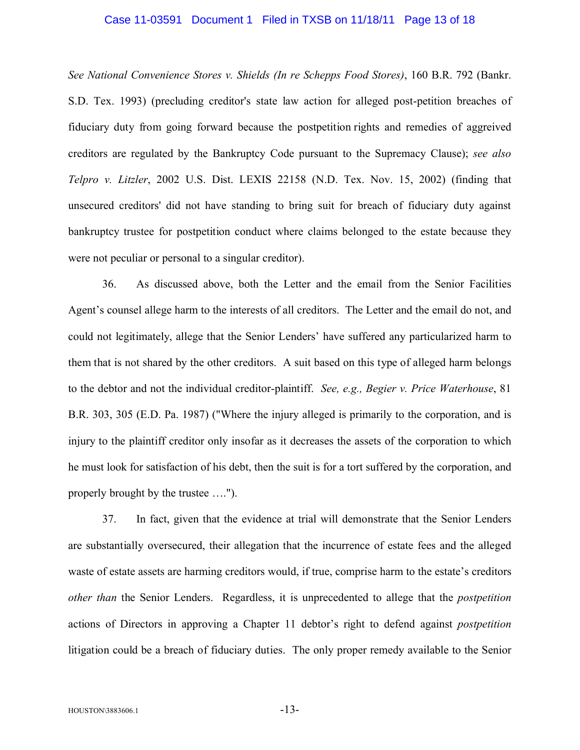*See National Convenience Stores v. Shields (In re Schepps Food Stores)*, 160 B.R. 792 (Bankr. S.D. Tex. 1993) (precluding creditor's state law action for alleged post-petition breaches of fiduciary duty from going forward because the postpetition rights and remedies of aggrieved creditors are regulated by the Bankruptcy Code pursuant to the Supremacy Clause); *see also Telpro v. Litzler*, 2002 U.S. Dist. LEXIS 22158 (N.D. Tex. Nov. 15, 2002) (finding that unsecured creditors' did not have standing to bring suit for breach of fiduciary duty against bankruptcy trustee for postpetition conduct where claims belonged to the estate because they were not peculiar or personal to a singular creditor).

36. As discussed above, both the Letter and the email from the Senior Facilities Agent's counsel allege harm to the interests of all creditors. The Letter and the email do not, and could not legitimately, allege that the Senior Lenders' have suffered any particularized harm to them that is not shared by the other creditors. A suit based on this type of alleged harm belongs to the debtor and not the individual creditor-plaintiff. *See, e.g., Begier v. Price Waterhouse*, 81 B.R. 303, 305 (E.D. Pa. 1987) ("Where the injury alleged is primarily to the corporation, and is injury to the plaintiff creditor only insofar as it decreases the assets of the corporation to which he must look for satisfaction of his debt, then the suit is for a tort suffered by the corporation, and properly brought by the trustee ….").

37. In fact, given that the evidence at trial will demonstrate that the Senior Lenders are substantially oversecured, their allegation that the incurrence of estate fees and the alleged waste of estate assets are harming creditors would, if true, comprise harm to the estate's creditors *other than* the Senior Lenders. Regardless, it is unprecedented to allege that the *postpetition* actions of Directors in approving a Chapter 11 debtor's right to defend against *postpetition* litigation could be a breach of fiduciary duties. The only proper remedy available to the Senior

HOUSTON\3883606.1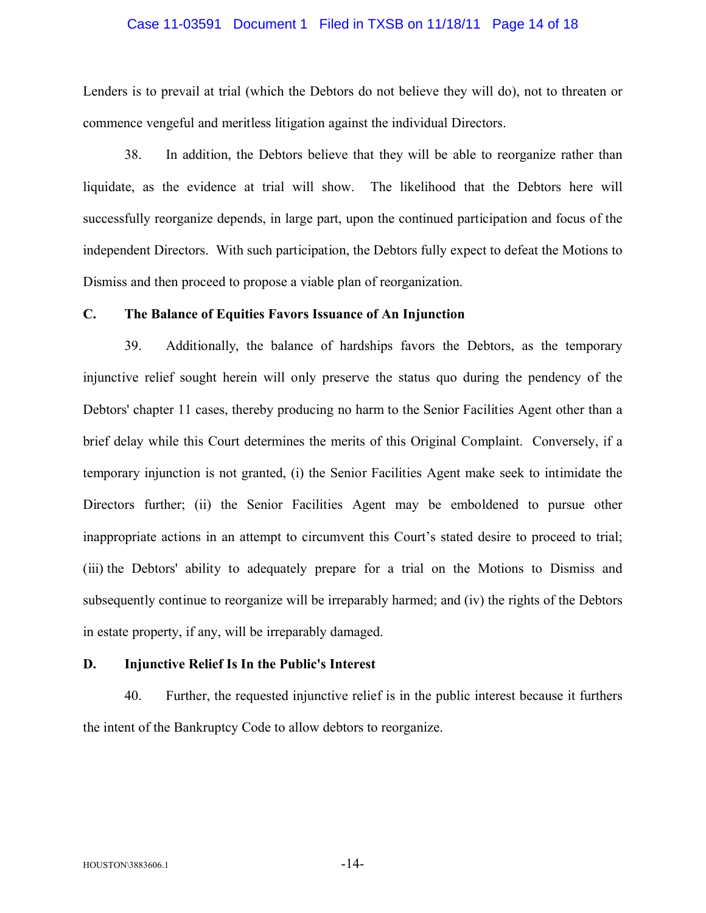Lenders is to prevail at trial (which the Debtors do not believe they will do), not to threaten or commence vengeful and meritless litigation against the individual Directors.

38. In addition, the Debtors believe that they will be able to reorganize rather than liquidate, as the evidence at trial will show. The likelihood that the Debtors here will successfully reorganize depends, in large part, upon the continued participation and focus of the independent Directors. With such participation, the Debtors fully expect to defeat the Motions to Dismiss and then proceed to propose a viable plan of reorganization.

### C. The Balance of Equities Favors Issuance of An Injunction

39. Additionally, the balance of hardships favors the Debtors, as the temporary injunctive relief sought herein will only preserve the status quo during the pendency of the Debtors' chapter 11 cases, thereby producing no harm to the Senior Facilities Agent other than a brief delay while this Court determines the merits of this Original Complaint. Conversely, if a temporary injunction is not granted, (i) the Senior Facilities Agent make seek to intimidate the Directors further; (ii) the Senior Facilities Agent may be emboldened to pursue other inappropriate actions in an attempt to circumvent this Court's stated desire to proceed to trial; (iii) the Debtors' ability to adequately prepare for a trial on the Motions to Dismiss and subsequently continue to reorganize will be irreparably harmed; and (iv) the rights of the Debtors in estate property, if any, will be irreparably damaged.

### D. Injunctive Relief Is In the Public's Interest

40. Further, the requested injunctive relief is in the public interest because it furthers the intent of the Bankruptcy Code to allow debtors to reorganize.

HOUSTON\3883606.1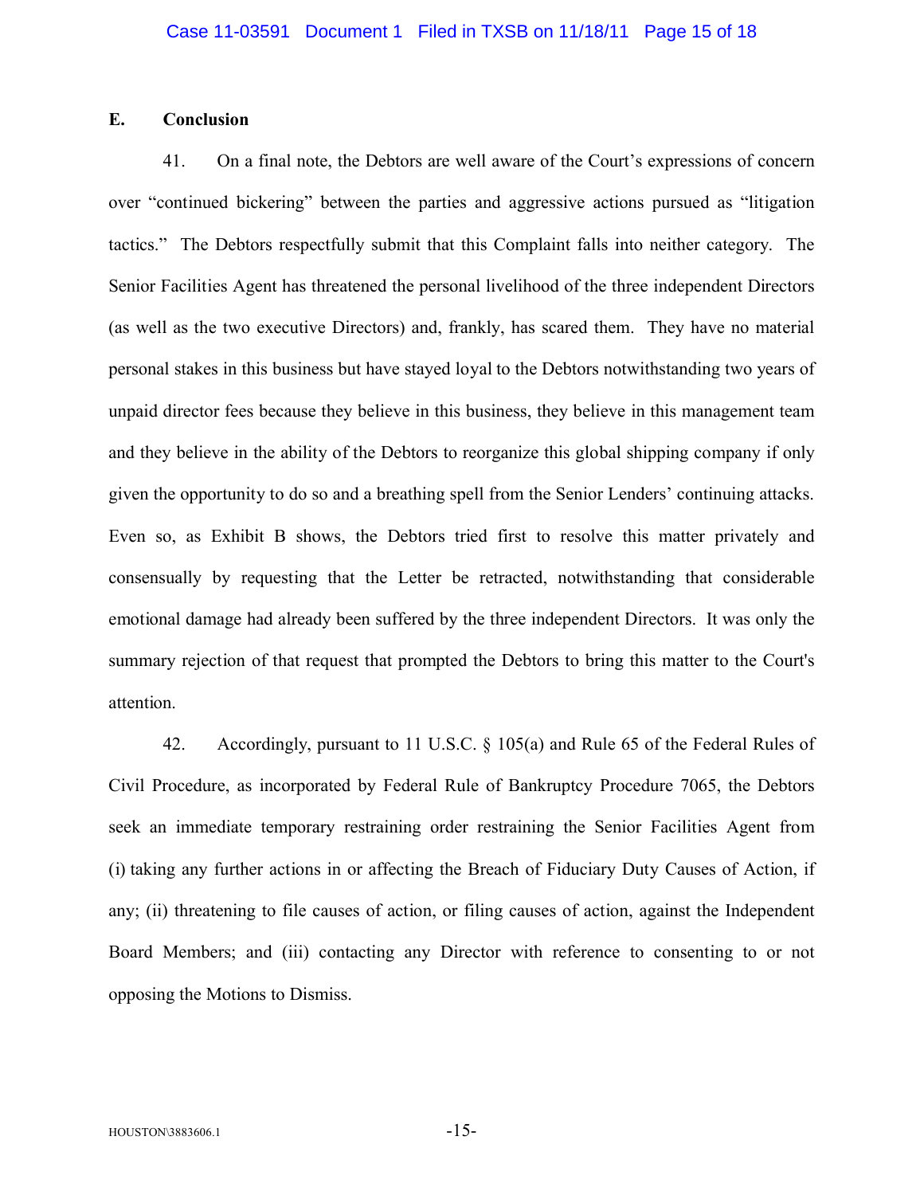## E. Conclusion

41. On a final note, the Debtors are well aware of the Court's expressions of concern over "continued bickering" between the parties and aggressive actions pursued as "litigation tactics." The Debtors respectfully submit that this Complaint falls into neither category. The Senior Facilities Agent has threatened the personal livelihood of the three independent Directors (as well as the two executive Directors) and, frankly, has scared them. They have no material personal stakes in this business but have stayed loyal to the Debtors notwithstanding two years of unpaid director fees because they believe in this business, they believe in this management team and they believe in the ability of the Debtors to reorganize this global shipping company if only given the opportunity to do so and a breathing spell from the Senior Lenders' continuing attacks. Even so, as Exhibit B shows, the Debtors tried first to resolve this matter privately and consensually by requesting that the Letter be retracted, notwithstanding that considerable emotional damage had already been suffered by the three independent Directors. It was only the summary rejection of that request that prompted the Debtors to bring this matter to the Court's attention.

42. Accordingly, pursuant to 11 U.S.C. § 105(a) and Rule 65 of the Federal Rules of Civil Procedure, as incorporated by Federal Rule of Bankruptcy Procedure 7065, the Debtors seek an immediate temporary restraining order restraining the Senior Facilities Agent from (i) taking any further actions in or affecting the Breach of Fiduciary Duty Causes of Action, if any; (ii) threatening to file causes of action, or filing causes of action, against the Independent Board Members; and (iii) contacting any Director with reference to consenting to or not opposing the Motions to Dismiss.

HOUSTON\3883606.1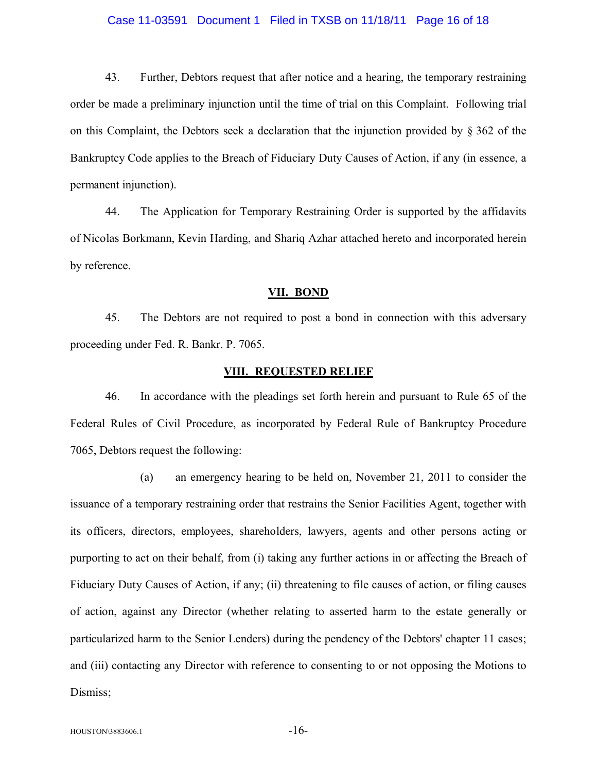43. Further, Debtors request that after notice and a hearing, the temporary restraining order be made a preliminary injunction until the time of trial on this Complaint. Following trial on this Complaint, the Debtors seek a declaration that the injunction provided by § 362 of the Bankruptcy Code applies to the Breach of Fiduciary Duty Causes of Action, if any (in essence, a permanent injunction).

44. The Application for Temporary Restraining Order is supported by the affidavits of Nicolas Borkmann, Kevin Harding, and Shariq Azhar attached hereto and incorporated herein by reference.

## VII. BOND

45. The Debtors are not required to post a bond in connection with this adversary proceeding under Fed. R. Bankr. P. 7065.

## VIII. REQUESTED RELIEF

46. In accordance with the pleadings set forth herein and pursuant to Rule 65 of the Federal Rules of Civil Procedure, as incorporated by Federal Rule of Bankruptcy Procedure 7065, Debtors request the following:

(a) an emergency hearing to be held on, November 21, 2011 to consider the issuance of a temporary restraining order that restrains the Senior Facilities Agent, together with its officers, directors, employees, shareholders, lawyers, agents and other persons acting or purporting to act on their behalf, from (i) taking any further actions in or affecting the Breach of Fiduciary Duty Causes of Action, if any; (ii) threatening to file causes of action, or filing causes of action, against any Director (whether relating to asserted harm to the estate generally or particularized harm to the Senior Lenders) during the pendency of the Debtors' chapter 11 cases; and (iii) contacting any Director with reference to consenting to or not opposing the Motions to Dismiss;

HOUSTON\3883606.1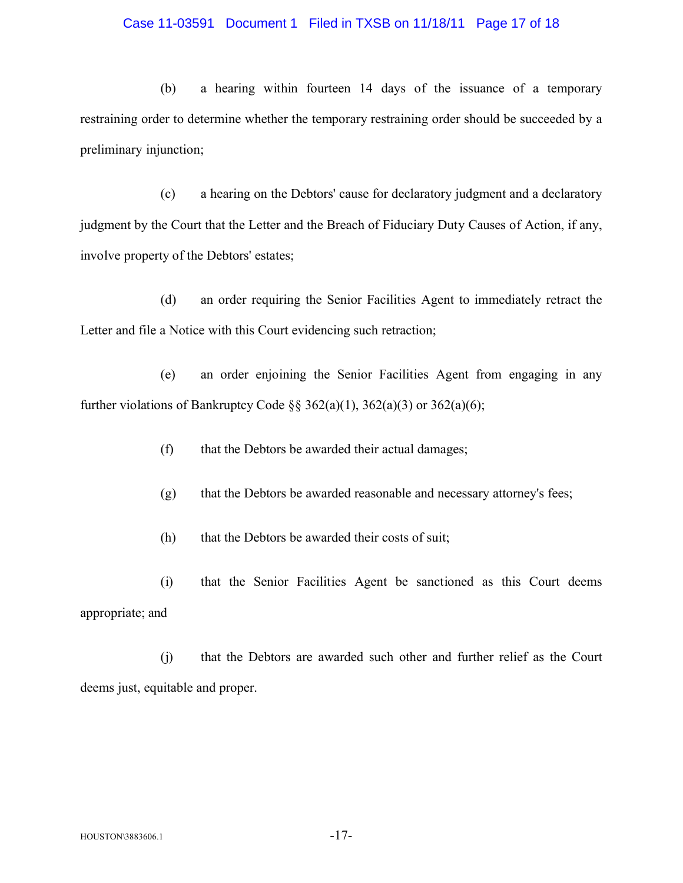(b) a hearing within fourteen 14 days of the issuance of a temporary restraining order to determine whether the temporary restraining order should be succeeded by a preliminary injunction;

(c) a hearing on the Debtors' cause for declaratory judgment and a declaratory judgment by the Court that the Letter and the Breach of Fiduciary Duty Causes of Action, if any, involve property of the Debtors' estates;

(d) an order requiring the Senior Facilities Agent to immediately retract the Letter and file a Notice with this Court evidencing such retraction;

(e) an order enjoining the Senior Facilities Agent from engaging in any further violations of Bankruptcy Code §§ 362(a)(1), 362(a)(3) or 362(a)(6);

(f) that the Debtors be awarded their actual damages;

(g) that the Debtors be awarded reasonable and necessary attorney's fees;

(h) that the Debtors be awarded their costs of suit;

(i) that the Senior Facilities Agent be sanctioned as this Court deems appropriate; and

(j) that the Debtors are awarded such other and further relief as the Court deems just, equitable and proper.

HOUSTON\3883606.1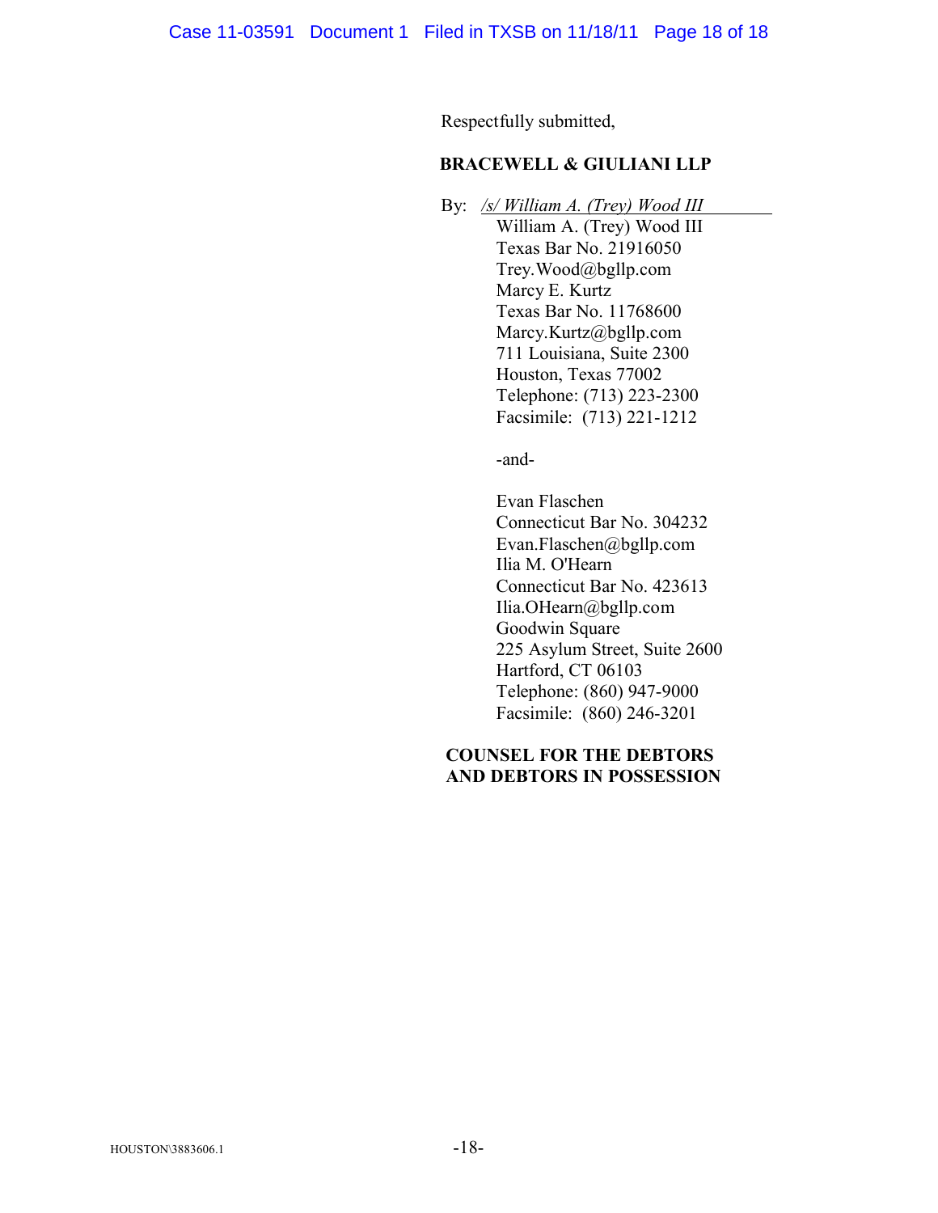Respectfully submitted,

**BRACEWELL & GIULIANI LLP**

By: */s/ William A. (Trey) Wood III*

William A. (Trey) Wood III
Texas Bar No. 21916050
Trey.Wood@bgllp.com
Marcy E. Kurtz
Texas Bar No. 11768600
Marcy.Kurtz@bgllp.com
711 Louisiana, Suite 2300
Houston, Texas 77002
Telephone: (713) 223-2300
Facsimile: (713) 221-1212

-and-

Evan Flaschen
Connecticut Bar No. 304232
Evan.Flaschen@bgllp.com
Ilia M. O'Hearn
Connecticut Bar No. 423613
Ilia.OHearn@bgllp.com
Goodwin Square
225 Asylum Street, Suite 2600
Hartford, CT 06103
Telephone: (860) 947-9000
Facsimile: (860) 246-3201

**COUNSEL FOR THE DEBTORS AND DEBTORS IN POSSESSION**

HOUSTON\3883606.1